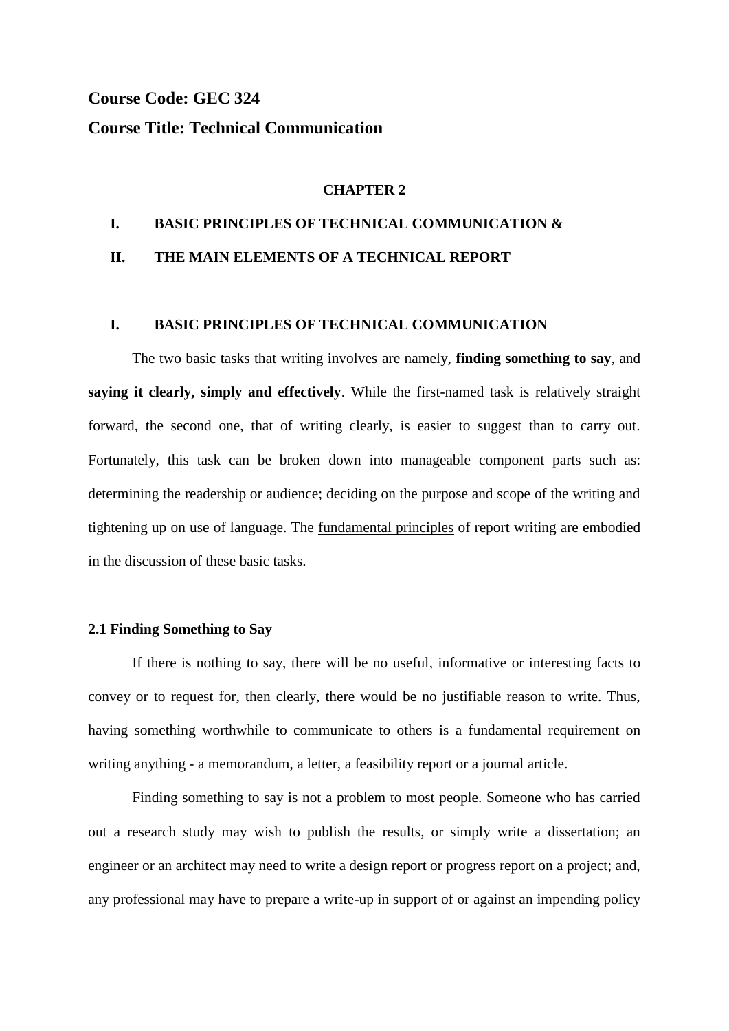**Course Code: GEC 324**

**Course Title: Technical Communication**

## CHAPTER 2

## I. BASIC PRINCIPLES OF TECHNICAL COMMUNICATION &

## II. THE MAIN ELEMENTS OF A TECHNICAL REPORT

### I. BASIC PRINCIPLES OF TECHNICAL COMMUNICATION

The two basic tasks that writing involves are namely, **finding something to say**, and **saying it clearly, simply and effectively**. While the first-named task is relatively straight forward, the second one, that of writing clearly, is easier to suggest than to carry out. Fortunately, this task can be broken down into manageable component parts such as: determining the readership or audience; deciding on the purpose and scope of the writing and tightening up on use of language. The <u>fundamental principles</u> of report writing are embodied in the discussion of these basic tasks.

#### 2.1 Finding Something to Say

If there is nothing to say, there will be no useful, informative or interesting facts to convey or to request for, then clearly, there would be no justifiable reason to write. Thus, having something worthwhile to communicate to others is a fundamental requirement on writing anything - a memorandum, a letter, a feasibility report or a journal article.

Finding something to say is not a problem to most people. Someone who has carried out a research study may wish to publish the results, or simply write a dissertation; an engineer or an architect may need to write a design report or progress report on a project; and, any professional may have to prepare a write-up in support of or against an impending policy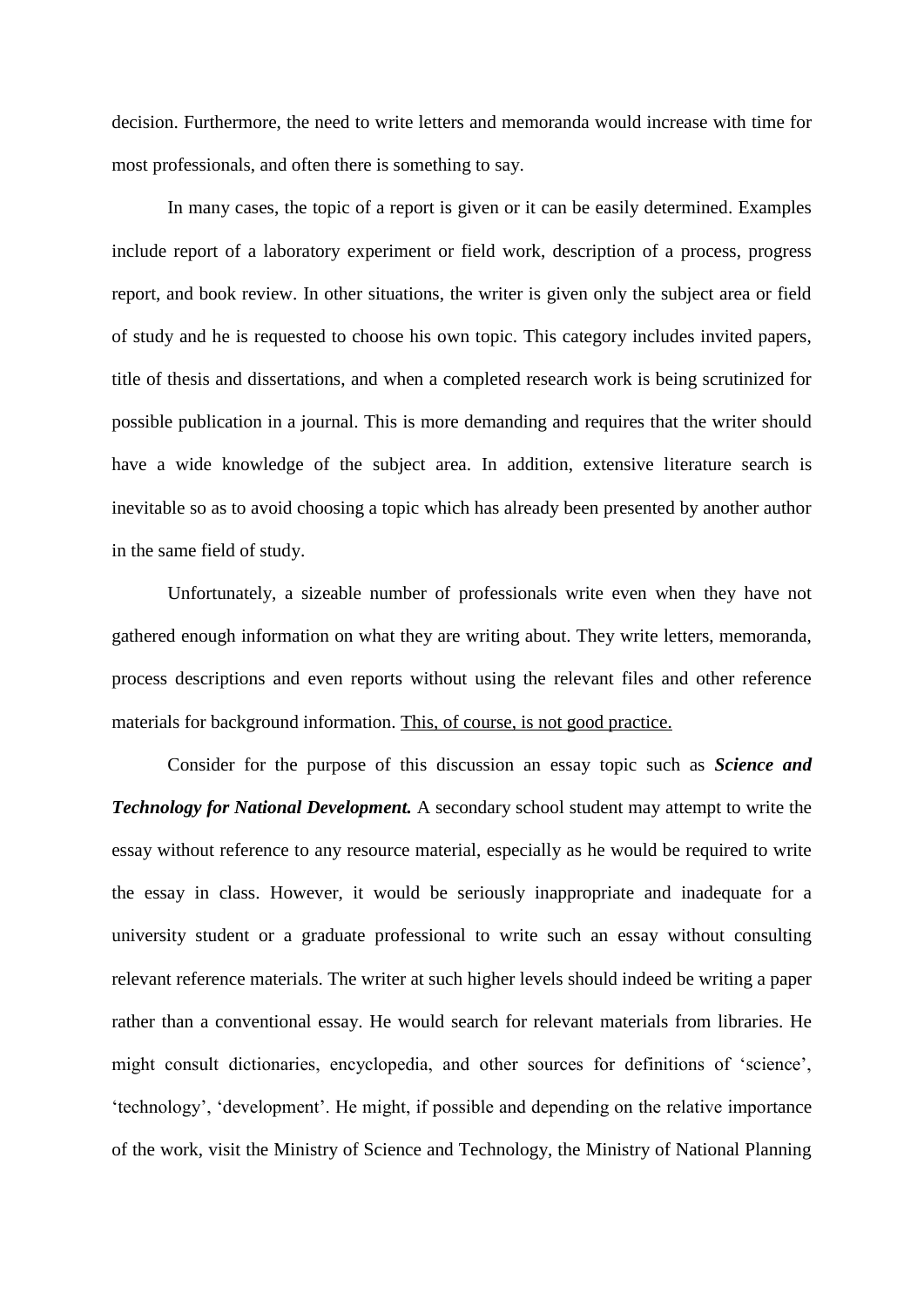decision. Furthermore, the need to write letters and memoranda would increase with time for most professionals, and often there is something to say.

In many cases, the topic of a report is given or it can be easily determined. Examples include report of a laboratory experiment or field work, description of a process, progress report, and book review. In other situations, the writer is given only the subject area or field of study and he is requested to choose his own topic. This category includes invited papers, title of thesis and dissertations, and when a completed research work is being scrutinized for possible publication in a journal. This is more demanding and requires that the writer should have a wide knowledge of the subject area. In addition, extensive literature search is inevitable so as to avoid choosing a topic which has already been presented by another author in the same field of study.

Unfortunately, a sizeable number of professionals write even when they have not gathered enough information on what they are writing about. They write letters, memoranda, process descriptions and even reports without using the relevant files and other reference materials for background information. <u>This, of course, is not good practice.</u>

Consider for the purpose of this discussion an essay topic such as ***Science and Technology for National Development.*** A secondary school student may attempt to write the essay without reference to any resource material, especially as he would be required to write the essay in class. However, it would be seriously inappropriate and inadequate for a university student or a graduate professional to write such an essay without consulting relevant reference materials. The writer at such higher levels should indeed be writing a paper rather than a conventional essay. He would search for relevant materials from libraries. He might consult dictionaries, encyclopedia, and other sources for definitions of 'science', 'technology', 'development'. He might, if possible and depending on the relative importance of the work, visit the Ministry of Science and Technology, the Ministry of National Planning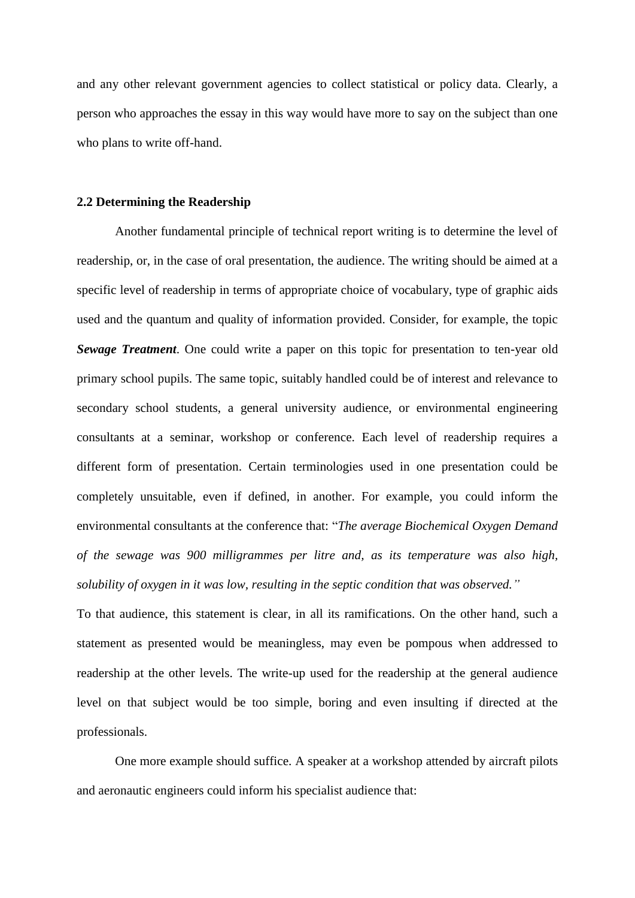and any other relevant government agencies to collect statistical or policy data. Clearly, a person who approaches the essay in this way would have more to say on the subject than one who plans to write off-hand.

### 2.2 Determining the Readership

Another fundamental principle of technical report writing is to determine the level of readership, or, in the case of oral presentation, the audience. The writing should be aimed at a specific level of readership in terms of appropriate choice of vocabulary, type of graphic aids used and the quantum and quality of information provided. Consider, for example, the topic ***Sewage Treatment***. One could write a paper on this topic for presentation to ten-year old primary school pupils. The same topic, suitably handled could be of interest and relevance to secondary school students, a general university audience, or environmental engineering consultants at a seminar, workshop or conference. Each level of readership requires a different form of presentation. Certain terminologies used in one presentation could be completely unsuitable, even if defined, in another. For example, you could inform the environmental consultants at the conference that: "*The average Biochemical Oxygen Demand of the sewage was 900 milligrammes per litre and, as its temperature was also high, solubility of oxygen in it was low, resulting in the septic condition that was observed."*

To that audience, this statement is clear, in all its ramifications. On the other hand, such a statement as presented would be meaningless, may even be pompous when addressed to readership at the other levels. The write-up used for the readership at the general audience level on that subject would be too simple, boring and even insulting if directed at the professionals.

One more example should suffice. A speaker at a workshop attended by aircraft pilots and aeronautic engineers could inform his specialist audience that: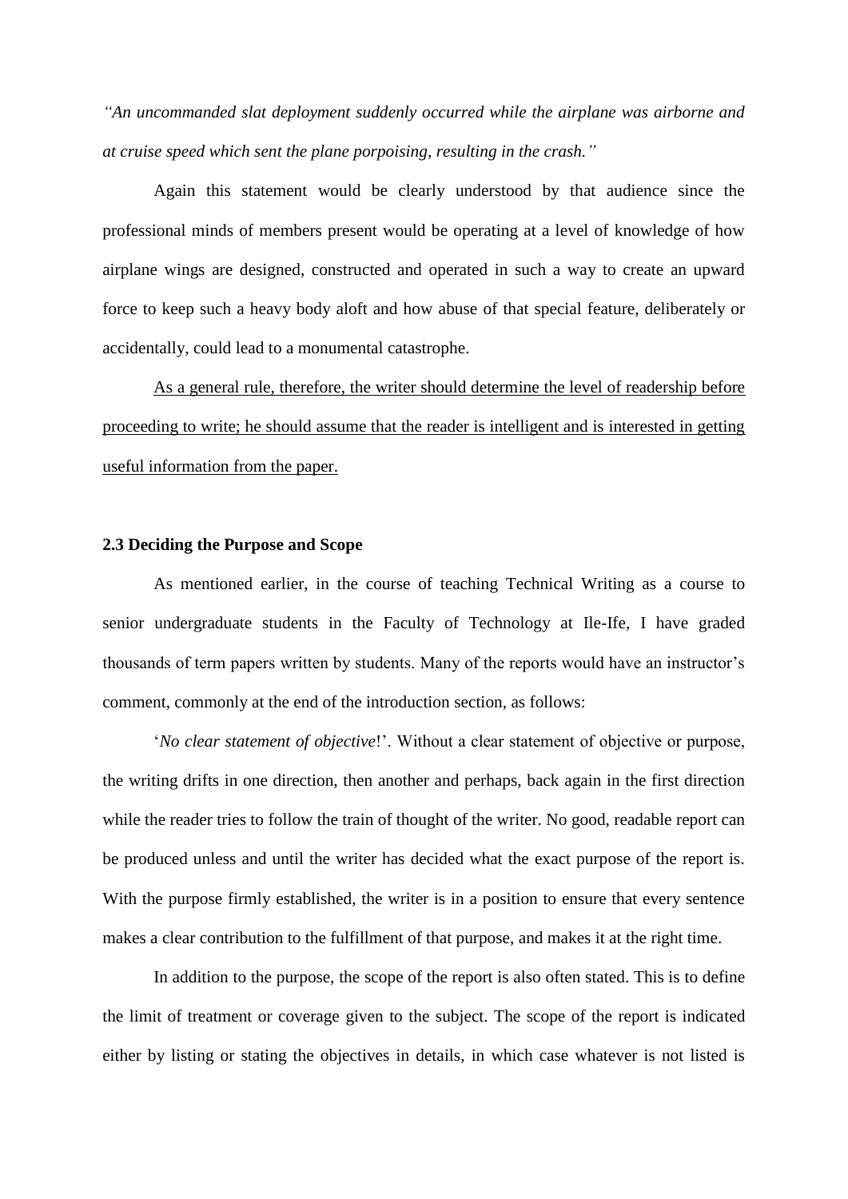*"An uncommanded slat deployment suddenly occurred while the airplane was airborne and at cruise speed which sent the plane porpoising, resulting in the crash."*

Again this statement would be clearly understood by that audience since the professional minds of members present would be operating at a level of knowledge of how airplane wings are designed, constructed and operated in such a way to create an upward force to keep such a heavy body aloft and how abuse of that special feature, deliberately or accidentally, could lead to a monumental catastrophe.

<u>As a general rule, therefore, the writer should determine the level of readership before proceeding to write; he should assume that the reader is intelligent and is interested in getting useful information from the paper.</u>

### 2.3 Deciding the Purpose and Scope

As mentioned earlier, in the course of teaching Technical Writing as a course to senior undergraduate students in the Faculty of Technology at Ile-Ife, I have graded thousands of term papers written by students. Many of the reports would have an instructor's comment, commonly at the end of the introduction section, as follows:

'*No clear statement of objective*!'. Without a clear statement of objective or purpose, the writing drifts in one direction, then another and perhaps, back again in the first direction while the reader tries to follow the train of thought of the writer. No good, readable report can be produced unless and until the writer has decided what the exact purpose of the report is. With the purpose firmly established, the writer is in a position to ensure that every sentence makes a clear contribution to the fulfillment of that purpose, and makes it at the right time.

In addition to the purpose, the scope of the report is also often stated. This is to define the limit of treatment or coverage given to the subject. The scope of the report is indicated either by listing or stating the objectives in details, in which case whatever is not listed is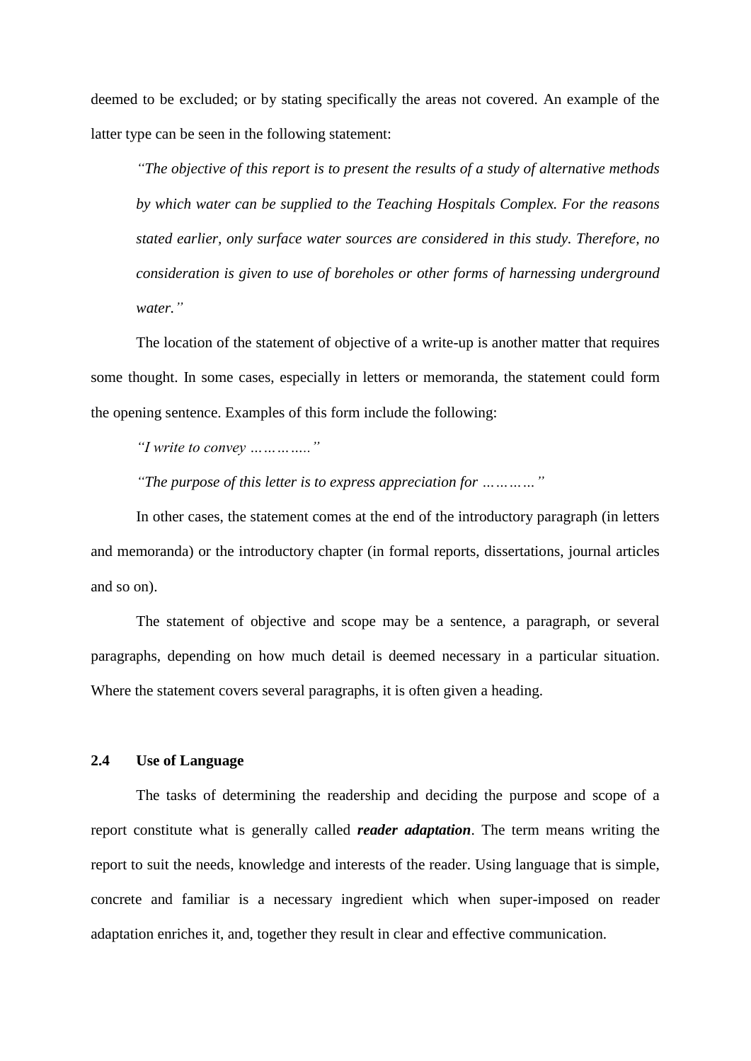deemed to be excluded; or by stating specifically the areas not covered. An example of the latter type can be seen in the following statement:

> *"The objective of this report is to present the results of a study of alternative methods by which water can be supplied to the Teaching Hospitals Complex. For the reasons stated earlier, only surface water sources are considered in this study. Therefore, no consideration is given to use of boreholes or other forms of harnessing underground water."*

The location of the statement of objective of a write-up is another matter that requires some thought. In some cases, especially in letters or memoranda, the statement could form the opening sentence. Examples of this form include the following:

*"I write to convey ………….."*

*"The purpose of this letter is to express appreciation for …………"*

In other cases, the statement comes at the end of the introductory paragraph (in letters and memoranda) or the introductory chapter (in formal reports, dissertations, journal articles and so on).

The statement of objective and scope may be a sentence, a paragraph, or several paragraphs, depending on how much detail is deemed necessary in a particular situation. Where the statement covers several paragraphs, it is often given a heading.

## 2.4 Use of Language

The tasks of determining the readership and deciding the purpose and scope of a report constitute what is generally called ***reader adaptation***. The term means writing the report to suit the needs, knowledge and interests of the reader. Using language that is simple, concrete and familiar is a necessary ingredient which when super-imposed on reader adaptation enriches it, and, together they result in clear and effective communication.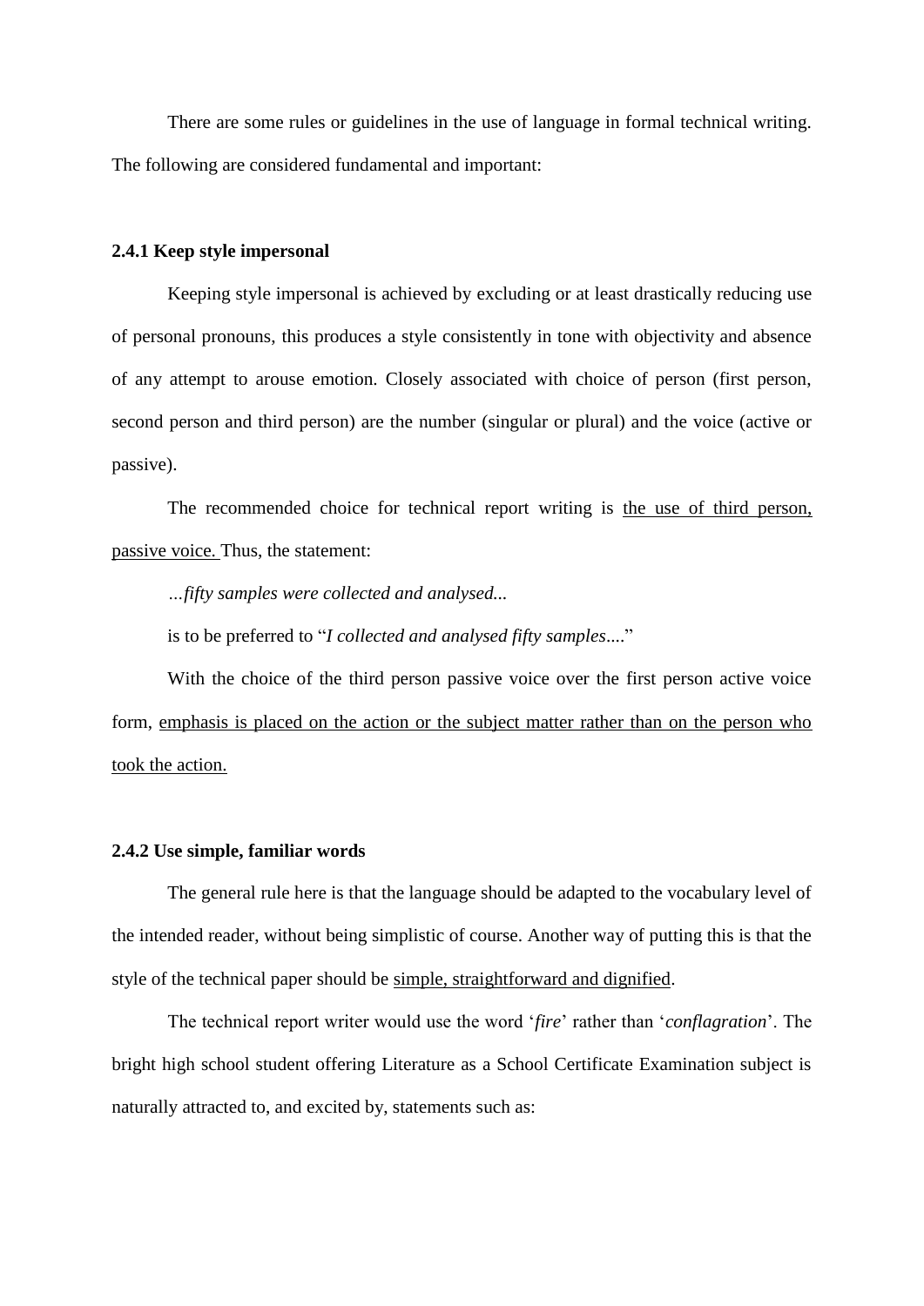There are some rules or guidelines in the use of language in formal technical writing. The following are considered fundamental and important:

### 2.4.1 Keep style impersonal

Keeping style impersonal is achieved by excluding or at least drastically reducing use of personal pronouns, this produces a style consistently in tone with objectivity and absence of any attempt to arouse emotion. Closely associated with choice of person (first person, second person and third person) are the number (singular or plural) and the voice (active or passive).

The recommended choice for technical report writing is <u>the use of third person, passive voice.</u> Thus, the statement:

*…fifty samples were collected and analysed...*

is to be preferred to "*I collected and analysed fifty samples*...."

With the choice of the third person passive voice over the first person active voice form, <u>emphasis is placed on the action or the subject matter rather than on the person who took the action.</u>

### 2.4.2 Use simple, familiar words

The general rule here is that the language should be adapted to the vocabulary level of the intended reader, without being simplistic of course. Another way of putting this is that the style of the technical paper should be <u>simple, straightforward and dignified</u>.

The technical report writer would use the word '*fire*' rather than '*conflagration*'. The bright high school student offering Literature as a School Certificate Examination subject is naturally attracted to, and excited by, statements such as: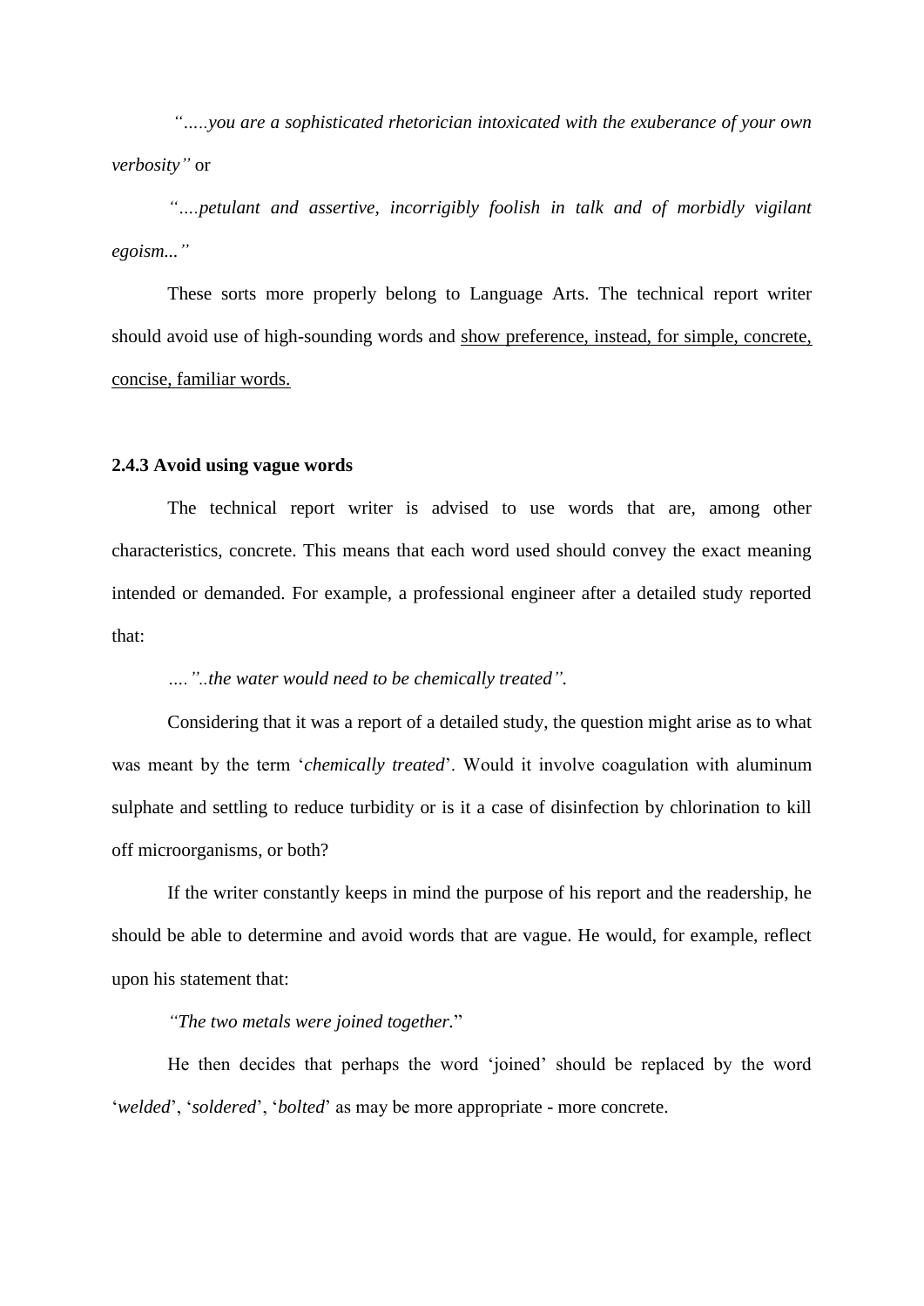*".....you are a sophisticated rhetorician intoxicated with the exuberance of your own verbosity"* or

*"....petulant and assertive, incorrigibly foolish in talk and of morbidly vigilant egoism..."*

These sorts more properly belong to Language Arts. The technical report writer should avoid use of high-sounding words and <u>show preference, instead, for simple, concrete, concise, familiar words.</u>

### 2.4.3 Avoid using vague words

The technical report writer is advised to use words that are, among other characteristics, concrete. This means that each word used should convey the exact meaning intended or demanded. For example, a professional engineer after a detailed study reported that:

*....."..the water would need to be chemically treated".*

Considering that it was a report of a detailed study, the question might arise as to what was meant by the term '*chemically treated*'. Would it involve coagulation with aluminum sulphate and settling to reduce turbidity or is it a case of disinfection by chlorination to kill off microorganisms, or both?

If the writer constantly keeps in mind the purpose of his report and the readership, he should be able to determine and avoid words that are vague. He would, for example, reflect upon his statement that:

*"The two metals were joined together."*

He then decides that perhaps the word 'joined' should be replaced by the word '*welded*', '*soldered*', '*bolted*' as may be more appropriate - more concrete.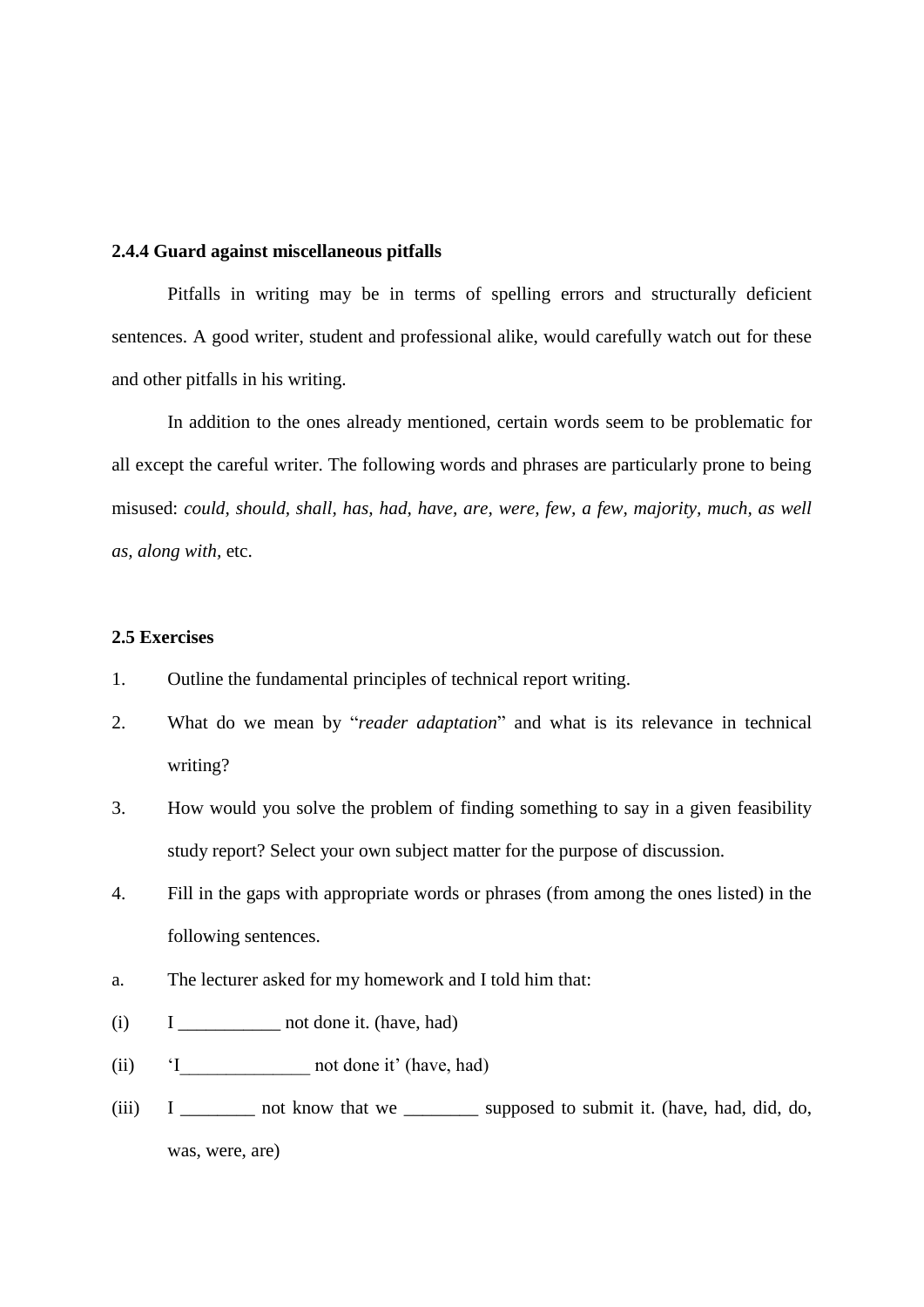### 2.4.4 Guard against miscellaneous pitfalls

Pitfalls in writing may be in terms of spelling errors and structurally deficient sentences. A good writer, student and professional alike, would carefully watch out for these and other pitfalls in his writing.

In addition to the ones already mentioned, certain words seem to be problematic for all except the careful writer. The following words and phrases are particularly prone to being misused: *could, should, shall, has, had, have, are, were, few, a few, majority, much, as well as, along with,* etc.

## 2.5 Exercises

1. Outline the fundamental principles of technical report writing.
2. What do we mean by "*reader adaptation*" and what is its relevance in technical writing?
3. How would you solve the problem of finding something to say in a given feasibility study report? Select your own subject matter for the purpose of discussion.
4. Fill in the gaps with appropriate words or phrases (from among the ones listed) in the following sentences.

a. The lecturer asked for my homework and I told him that:

(i) I ___________ not done it. (have, had)

(ii) 'I______________ not done it' (have, had)

(iii) I ________ not know that we ________ supposed to submit it. (have, had, did, do, was, were, are)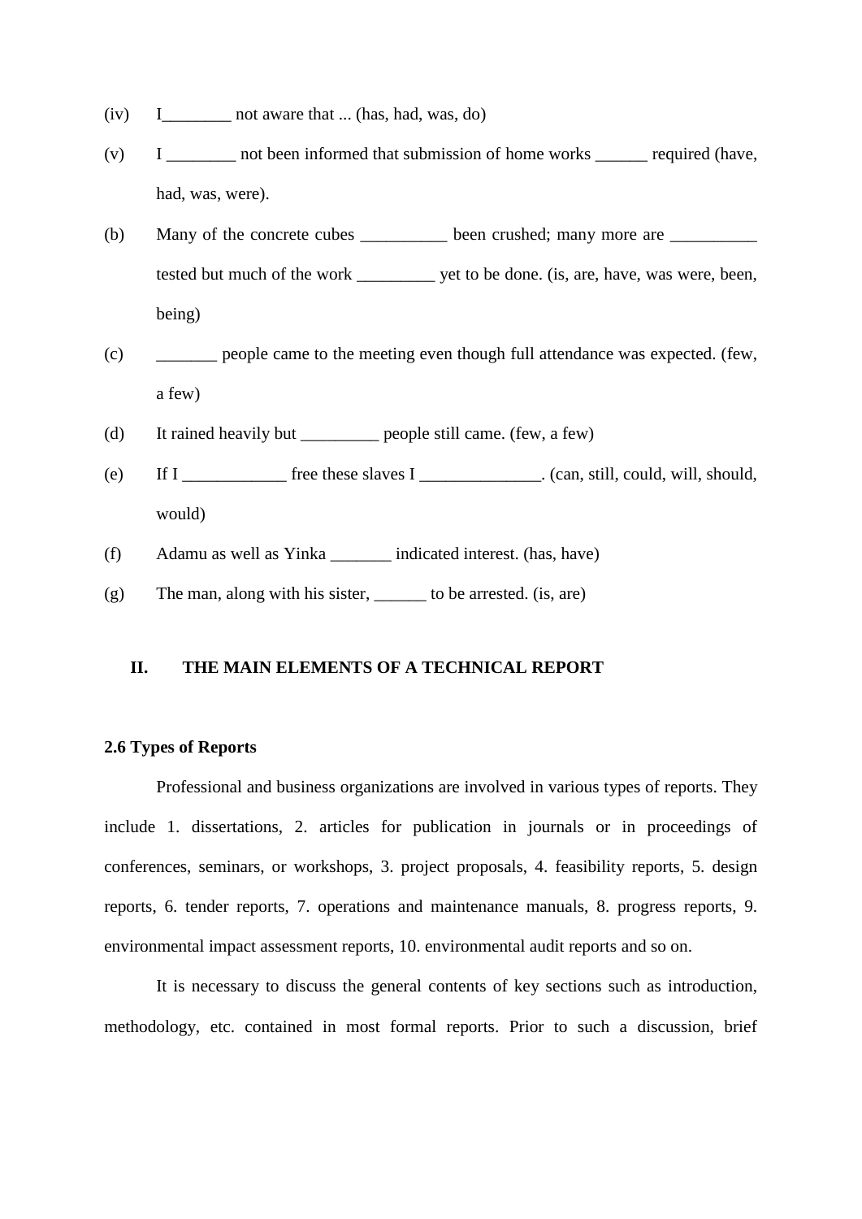(iv) I________ not aware that ... (has, had, was, do)

(v) I ________ not been informed that submission of home works ______ required (have, had, was, were).

(b) Many of the concrete cubes __________ been crushed; many more are __________ tested but much of the work _________ yet to be done. (is, are, have, was were, been, being)

(c) _______ people came to the meeting even though full attendance was expected. (few, a few)

(d) It rained heavily but _________ people still came. (few, a few)

(e) If I ____________ free these slaves I ______________. (can, still, could, will, should, would)

(f) Adamu as well as Yinka _______ indicated interest. (has, have)

(g) The man, along with his sister, ______ to be arrested. (is, are)

## II. THE MAIN ELEMENTS OF A TECHNICAL REPORT

### 2.6 Types of Reports

Professional and business organizations are involved in various types of reports. They include 1. dissertations, 2. articles for publication in journals or in proceedings of conferences, seminars, or workshops, 3. project proposals, 4. feasibility reports, 5. design reports, 6. tender reports, 7. operations and maintenance manuals, 8. progress reports, 9. environmental impact assessment reports, 10. environmental audit reports and so on.

It is necessary to discuss the general contents of key sections such as introduction, methodology, etc. contained in most formal reports. Prior to such a discussion, brief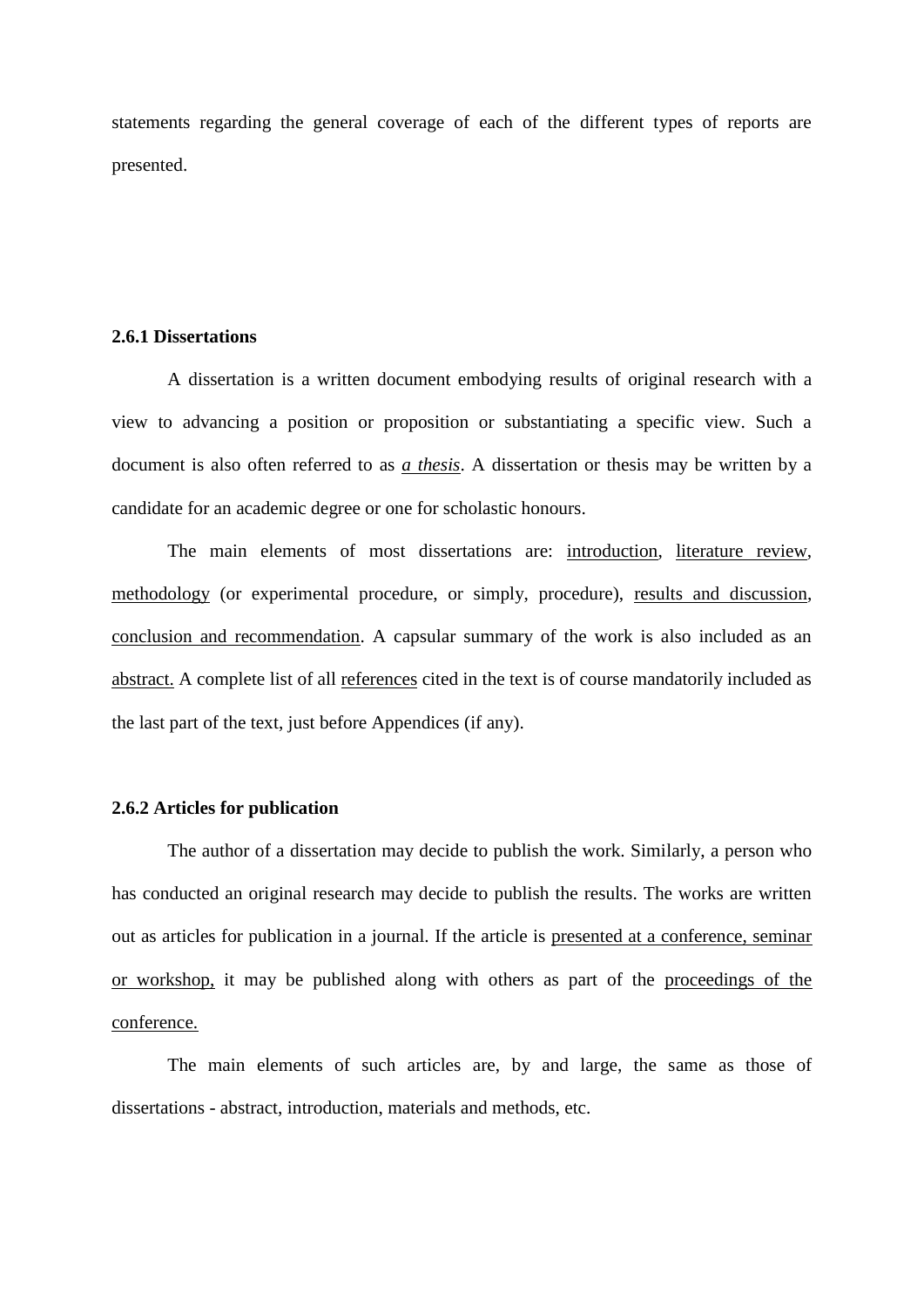statements regarding the general coverage of each of the different types of reports are presented.

### 2.6.1 Dissertations

A dissertation is a written document embodying results of original research with a view to advancing a position or proposition or substantiating a specific view. Such a document is also often referred to as <u>*a thesis*</u>. A dissertation or thesis may be written by a candidate for an academic degree or one for scholastic honours.

The main elements of most dissertations are: <u>introduction</u>, <u>literature review</u>, <u>methodology</u> (or experimental procedure, or simply, procedure), <u>results and discussion</u>, <u>conclusion and recommendation</u>. A capsular summary of the work is also included as an <u>abstract.</u> A complete list of all <u>references</u> cited in the text is of course mandatorily included as the last part of the text, just before Appendices (if any).

### 2.6.2 Articles for publication

The author of a dissertation may decide to publish the work. Similarly, a person who has conducted an original research may decide to publish the results. The works are written out as articles for publication in a journal. If the article is <u>presented at a conference, seminar or workshop,</u> it may be published along with others as part of the <u>proceedings of the conference.</u>

The main elements of such articles are, by and large, the same as those of dissertations - abstract, introduction, materials and methods, etc.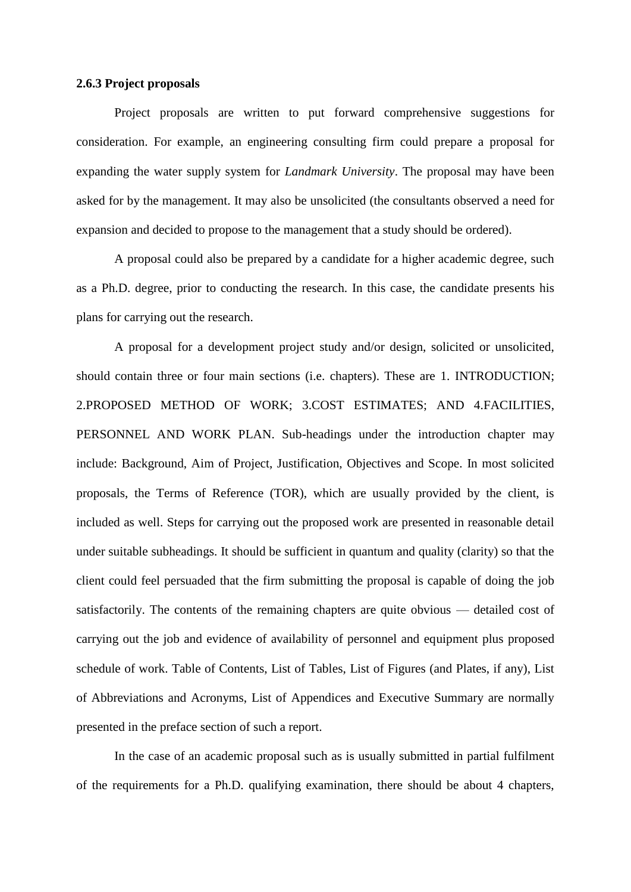### 2.6.3 Project proposals

Project proposals are written to put forward comprehensive suggestions for consideration. For example, an engineering consulting firm could prepare a proposal for expanding the water supply system for *Landmark University*. The proposal may have been asked for by the management. It may also be unsolicited (the consultants observed a need for expansion and decided to propose to the management that a study should be ordered).

A proposal could also be prepared by a candidate for a higher academic degree, such as a Ph.D. degree, prior to conducting the research. In this case, the candidate presents his plans for carrying out the research.

A proposal for a development project study and/or design, solicited or unsolicited, should contain three or four main sections (i.e. chapters). These are 1. INTRODUCTION; 2.PROPOSED METHOD OF WORK; 3.COST ESTIMATES; AND 4.FACILITIES, PERSONNEL AND WORK PLAN. Sub-headings under the introduction chapter may include: Background, Aim of Project, Justification, Objectives and Scope. In most solicited proposals, the Terms of Reference (TOR), which are usually provided by the client, is included as well. Steps for carrying out the proposed work are presented in reasonable detail under suitable subheadings. It should be sufficient in quantum and quality (clarity) so that the client could feel persuaded that the firm submitting the proposal is capable of doing the job satisfactorily. The contents of the remaining chapters are quite obvious — detailed cost of carrying out the job and evidence of availability of personnel and equipment plus proposed schedule of work. Table of Contents, List of Tables, List of Figures (and Plates, if any), List of Abbreviations and Acronyms, List of Appendices and Executive Summary are normally presented in the preface section of such a report.

In the case of an academic proposal such as is usually submitted in partial fulfilment of the requirements for a Ph.D. qualifying examination, there should be about 4 chapters,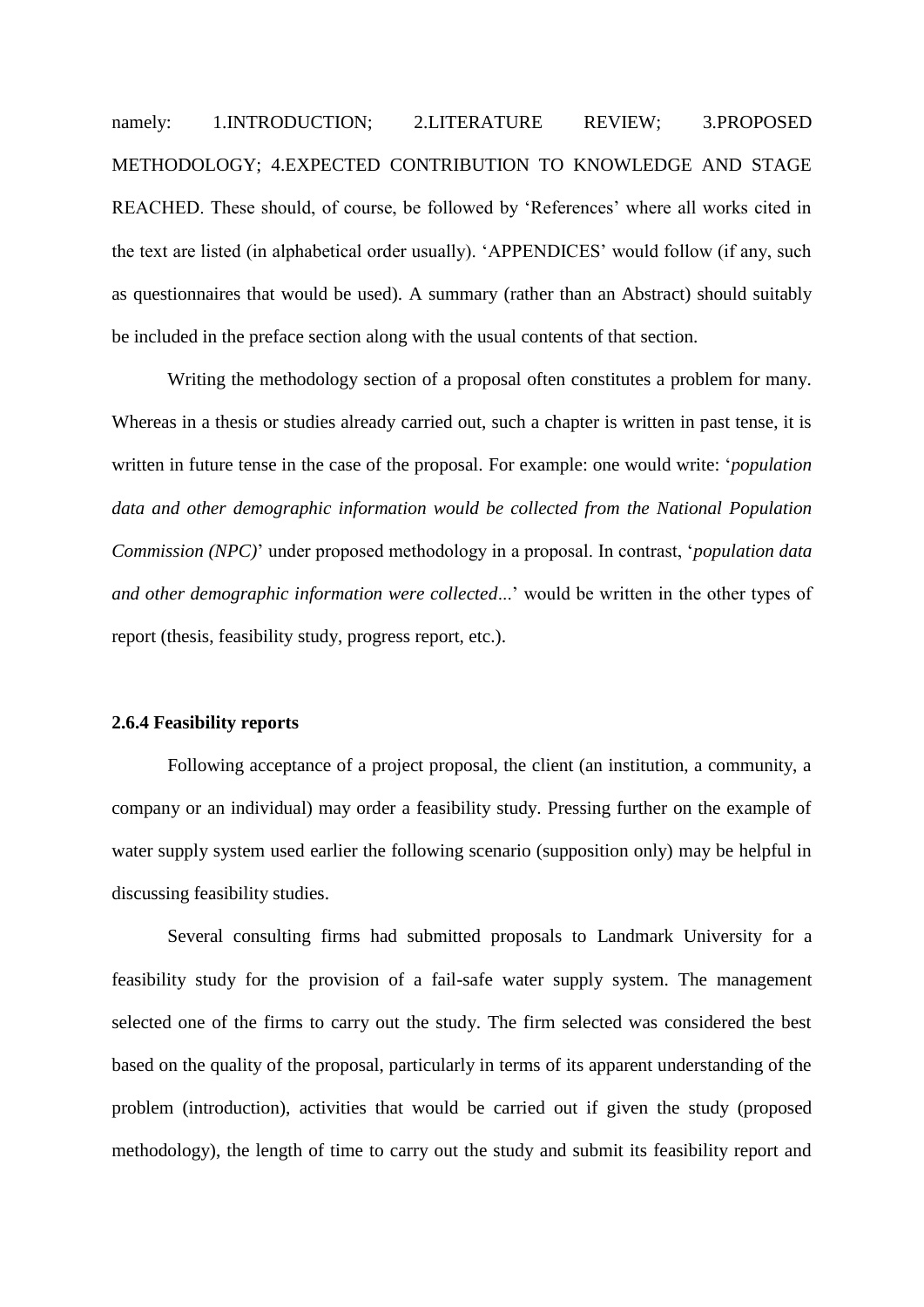namely: 1.INTRODUCTION; 2.LITERATURE REVIEW; 3.PROPOSED METHODOLOGY; 4.EXPECTED CONTRIBUTION TO KNOWLEDGE AND STAGE REACHED. These should, of course, be followed by 'References' where all works cited in the text are listed (in alphabetical order usually). 'APPENDICES' would follow (if any, such as questionnaires that would be used). A summary (rather than an Abstract) should suitably be included in the preface section along with the usual contents of that section.

Writing the methodology section of a proposal often constitutes a problem for many. Whereas in a thesis or studies already carried out, such a chapter is written in past tense, it is written in future tense in the case of the proposal. For example: one would write: '*population data and other demographic information would be collected from the National Population Commission (NPC)*' under proposed methodology in a proposal. In contrast, '*population data and other demographic information were collected...*' would be written in the other types of report (thesis, feasibility study, progress report, etc.).

#### 2.6.4 Feasibility reports

Following acceptance of a project proposal, the client (an institution, a community, a company or an individual) may order a feasibility study. Pressing further on the example of water supply system used earlier the following scenario (supposition only) may be helpful in discussing feasibility studies.

Several consulting firms had submitted proposals to Landmark University for a feasibility study for the provision of a fail-safe water supply system. The management selected one of the firms to carry out the study. The firm selected was considered the best based on the quality of the proposal, particularly in terms of its apparent understanding of the problem (introduction), activities that would be carried out if given the study (proposed methodology), the length of time to carry out the study and submit its feasibility report and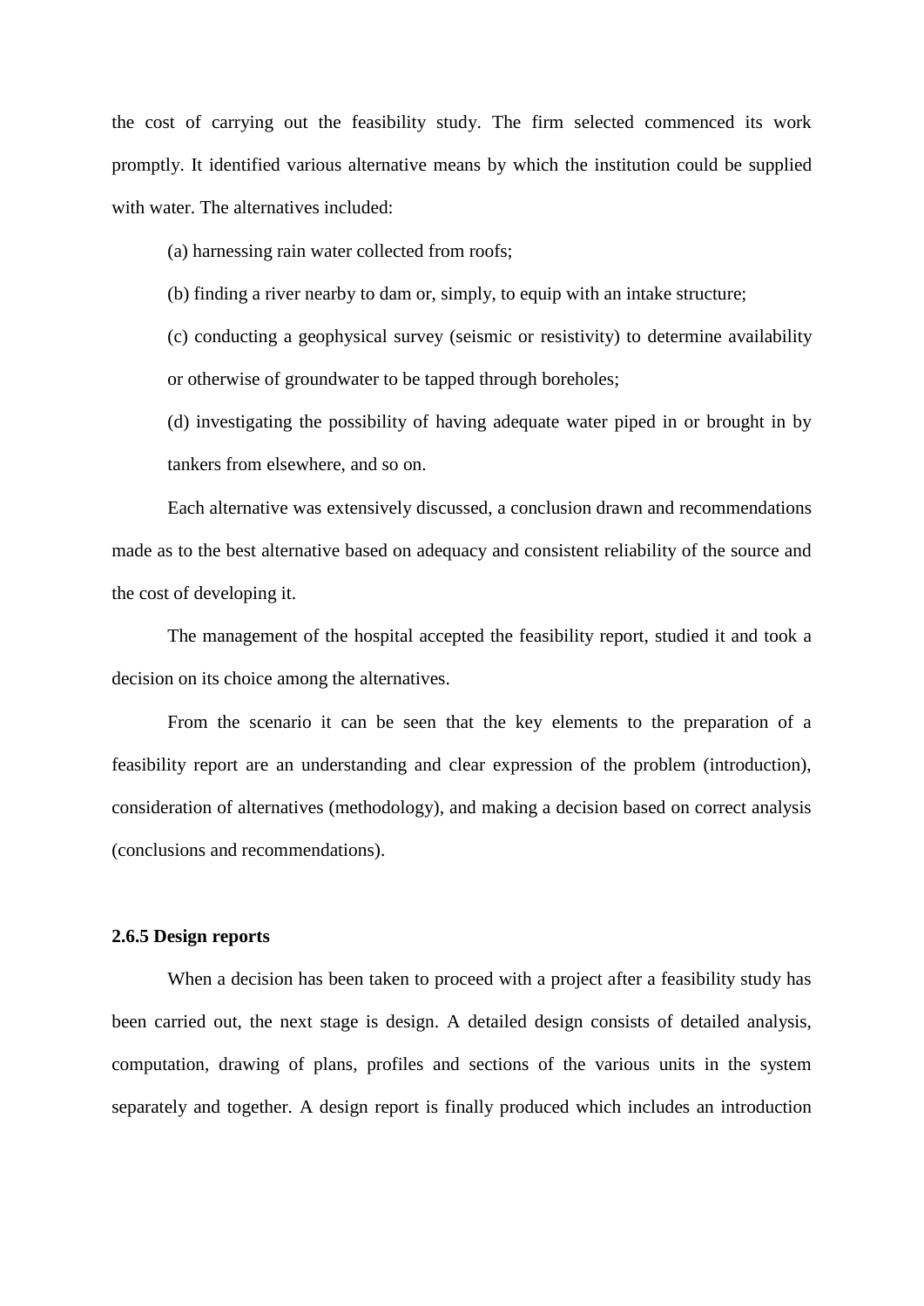the cost of carrying out the feasibility study. The firm selected commenced its work promptly. It identified various alternative means by which the institution could be supplied with water. The alternatives included:

(a) harnessing rain water collected from roofs;

(b) finding a river nearby to dam or, simply, to equip with an intake structure;

(c) conducting a geophysical survey (seismic or resistivity) to determine availability or otherwise of groundwater to be tapped through boreholes;

(d) investigating the possibility of having adequate water piped in or brought in by tankers from elsewhere, and so on.

Each alternative was extensively discussed, a conclusion drawn and recommendations made as to the best alternative based on adequacy and consistent reliability of the source and the cost of developing it.

The management of the hospital accepted the feasibility report, studied it and took a decision on its choice among the alternatives.

From the scenario it can be seen that the key elements to the preparation of a feasibility report are an understanding and clear expression of the problem (introduction), consideration of alternatives (methodology), and making a decision based on correct analysis (conclusions and recommendations).

### 2.6.5 Design reports

When a decision has been taken to proceed with a project after a feasibility study has been carried out, the next stage is design. A detailed design consists of detailed analysis, computation, drawing of plans, profiles and sections of the various units in the system separately and together. A design report is finally produced which includes an introduction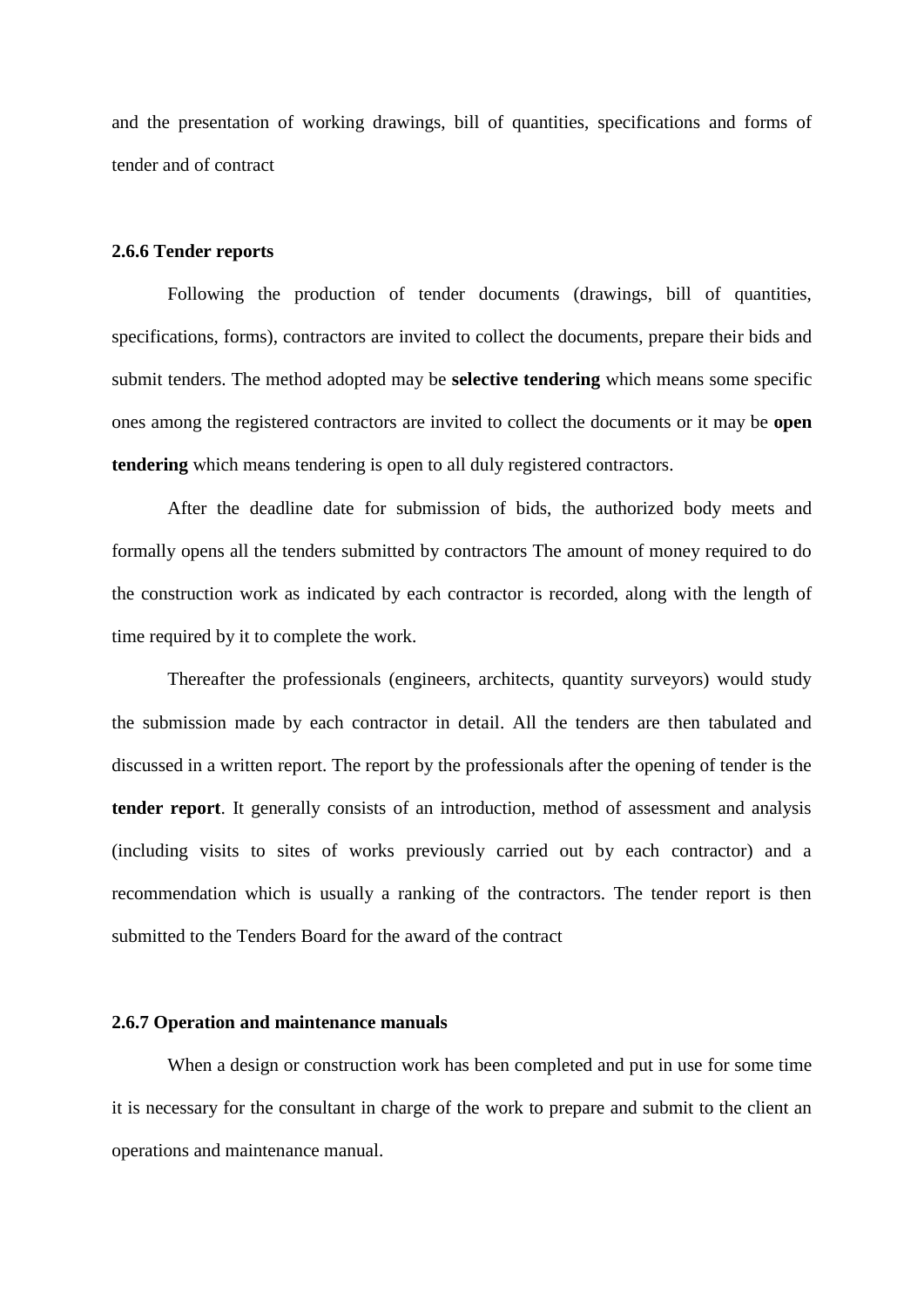and the presentation of working drawings, bill of quantities, specifications and forms of tender and of contract

### 2.6.6 Tender reports

Following the production of tender documents (drawings, bill of quantities, specifications, forms), contractors are invited to collect the documents, prepare their bids and submit tenders. The method adopted may be **selective tendering** which means some specific ones among the registered contractors are invited to collect the documents or it may be **open tendering** which means tendering is open to all duly registered contractors.

After the deadline date for submission of bids, the authorized body meets and formally opens all the tenders submitted by contractors The amount of money required to do the construction work as indicated by each contractor is recorded, along with the length of time required by it to complete the work.

Thereafter the professionals (engineers, architects, quantity surveyors) would study the submission made by each contractor in detail. All the tenders are then tabulated and discussed in a written report. The report by the professionals after the opening of tender is the **tender report**. It generally consists of an introduction, method of assessment and analysis (including visits to sites of works previously carried out by each contractor) and a recommendation which is usually a ranking of the contractors. The tender report is then submitted to the Tenders Board for the award of the contract

### 2.6.7 Operation and maintenance manuals

When a design or construction work has been completed and put in use for some time it is necessary for the consultant in charge of the work to prepare and submit to the client an operations and maintenance manual.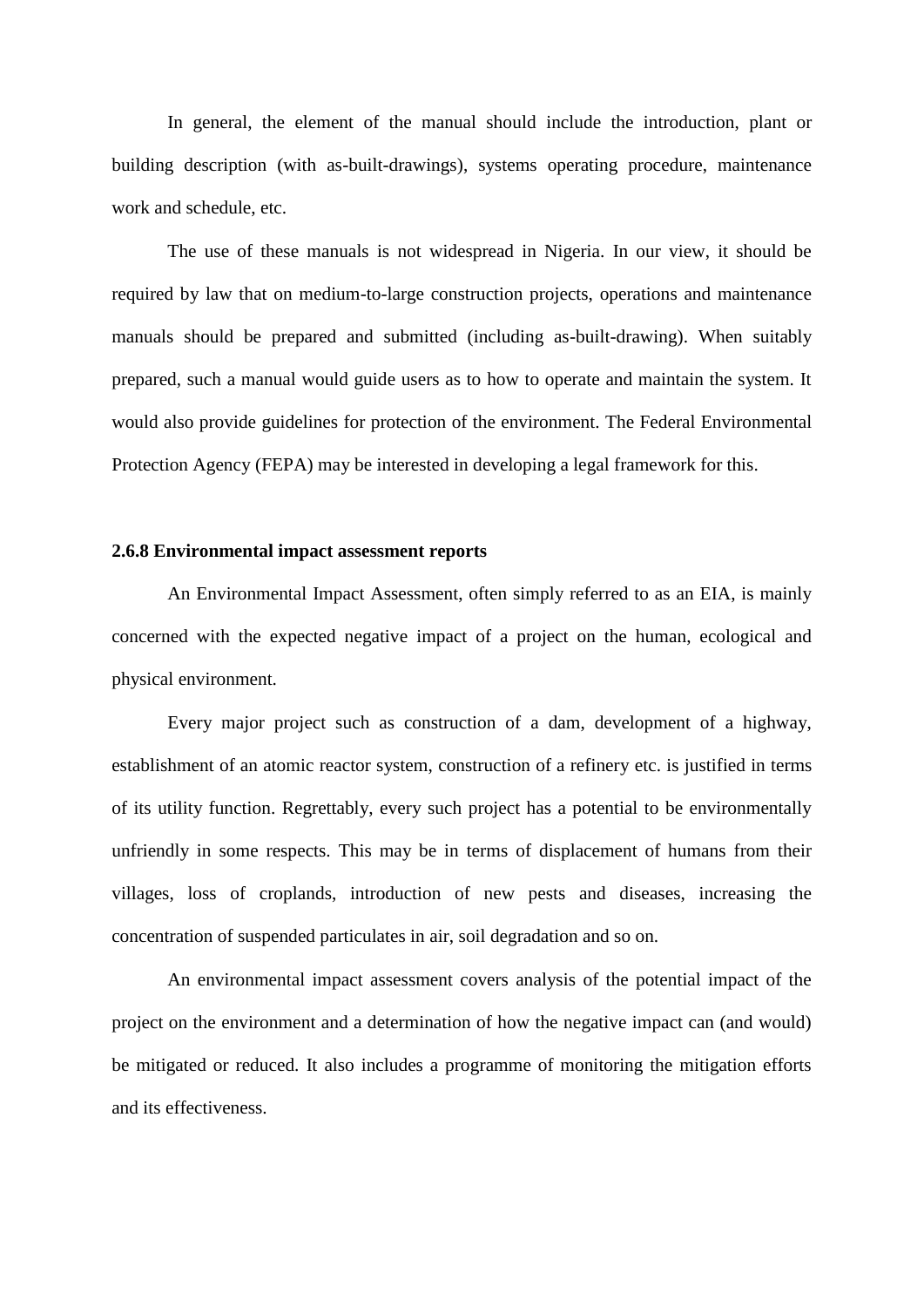In general, the element of the manual should include the introduction, plant or building description (with as-built-drawings), systems operating procedure, maintenance work and schedule, etc.

The use of these manuals is not widespread in Nigeria. In our view, it should be required by law that on medium-to-large construction projects, operations and maintenance manuals should be prepared and submitted (including as-built-drawing). When suitably prepared, such a manual would guide users as to how to operate and maintain the system. It would also provide guidelines for protection of the environment. The Federal Environmental Protection Agency (FEPA) may be interested in developing a legal framework for this.

### 2.6.8 Environmental impact assessment reports

An Environmental Impact Assessment, often simply referred to as an EIA, is mainly concerned with the expected negative impact of a project on the human, ecological and physical environment.

Every major project such as construction of a dam, development of a highway, establishment of an atomic reactor system, construction of a refinery etc. is justified in terms of its utility function. Regrettably, every such project has a potential to be environmentally unfriendly in some respects. This may be in terms of displacement of humans from their villages, loss of croplands, introduction of new pests and diseases, increasing the concentration of suspended particulates in air, soil degradation and so on.

An environmental impact assessment covers analysis of the potential impact of the project on the environment and a determination of how the negative impact can (and would) be mitigated or reduced. It also includes a programme of monitoring the mitigation efforts and its effectiveness.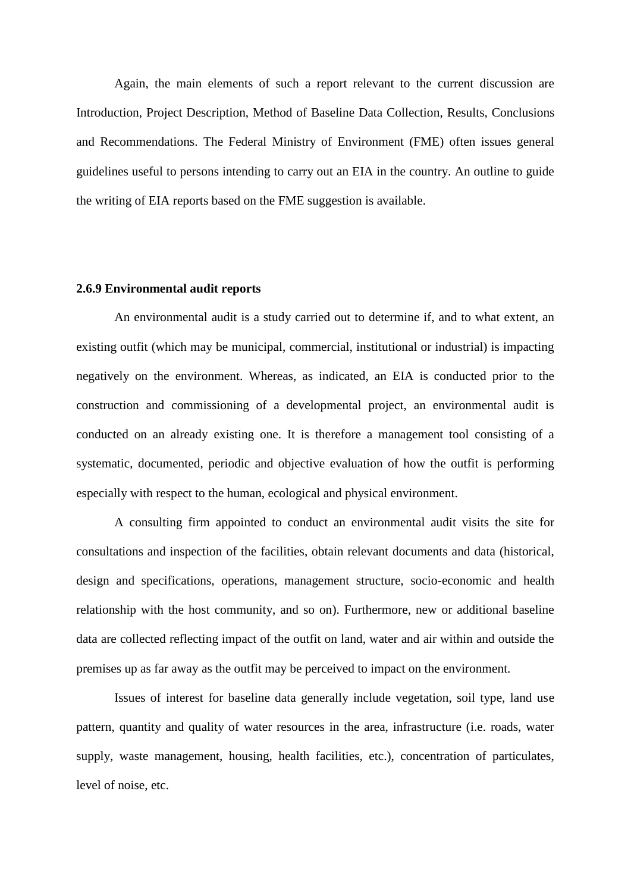Again, the main elements of such a report relevant to the current discussion are Introduction, Project Description, Method of Baseline Data Collection, Results, Conclusions and Recommendations. The Federal Ministry of Environment (FME) often issues general guidelines useful to persons intending to carry out an EIA in the country. An outline to guide the writing of EIA reports based on the FME suggestion is available.

### 2.6.9 Environmental audit reports

An environmental audit is a study carried out to determine if, and to what extent, an existing outfit (which may be municipal, commercial, institutional or industrial) is impacting negatively on the environment. Whereas, as indicated, an EIA is conducted prior to the construction and commissioning of a developmental project, an environmental audit is conducted on an already existing one. It is therefore a management tool consisting of a systematic, documented, periodic and objective evaluation of how the outfit is performing especially with respect to the human, ecological and physical environment.

A consulting firm appointed to conduct an environmental audit visits the site for consultations and inspection of the facilities, obtain relevant documents and data (historical, design and specifications, operations, management structure, socio-economic and health relationship with the host community, and so on). Furthermore, new or additional baseline data are collected reflecting impact of the outfit on land, water and air within and outside the premises up as far away as the outfit may be perceived to impact on the environment.

Issues of interest for baseline data generally include vegetation, soil type, land use pattern, quantity and quality of water resources in the area, infrastructure (i.e. roads, water supply, waste management, housing, health facilities, etc.), concentration of particulates, level of noise, etc.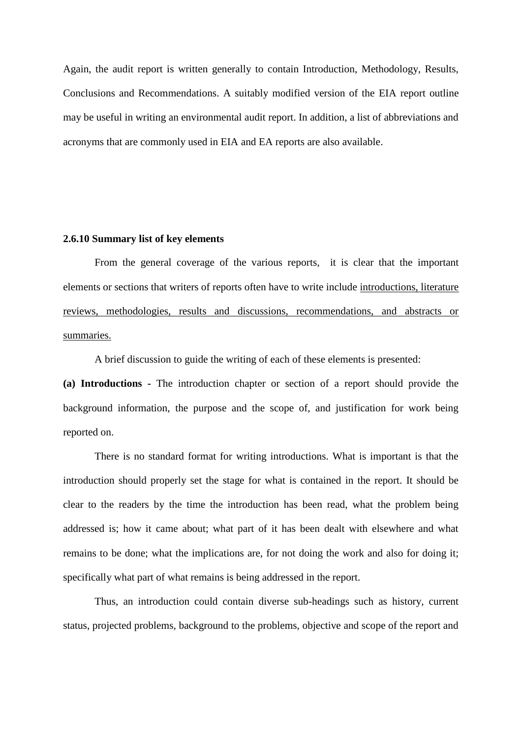Again, the audit report is written generally to contain Introduction, Methodology, Results, Conclusions and Recommendations. A suitably modified version of the EIA report outline may be useful in writing an environmental audit report. In addition, a list of abbreviations and acronyms that are commonly used in EIA and EA reports are also available.

### 2.6.10 Summary list of key elements

From the general coverage of the various reports, it is clear that the important elements or sections that writers of reports often have to write include <u>introductions, literature reviews, methodologies, results and discussions, recommendations, and abstracts or summaries.</u>

A brief discussion to guide the writing of each of these elements is presented:

**(a) Introductions -** The introduction chapter or section of a report should provide the background information, the purpose and the scope of, and justification for work being reported on.

There is no standard format for writing introductions. What is important is that the introduction should properly set the stage for what is contained in the report. It should be clear to the readers by the time the introduction has been read, what the problem being addressed is; how it came about; what part of it has been dealt with elsewhere and what remains to be done; what the implications are, for not doing the work and also for doing it; specifically what part of what remains is being addressed in the report.

Thus, an introduction could contain diverse sub-headings such as history, current status, projected problems, background to the problems, objective and scope of the report and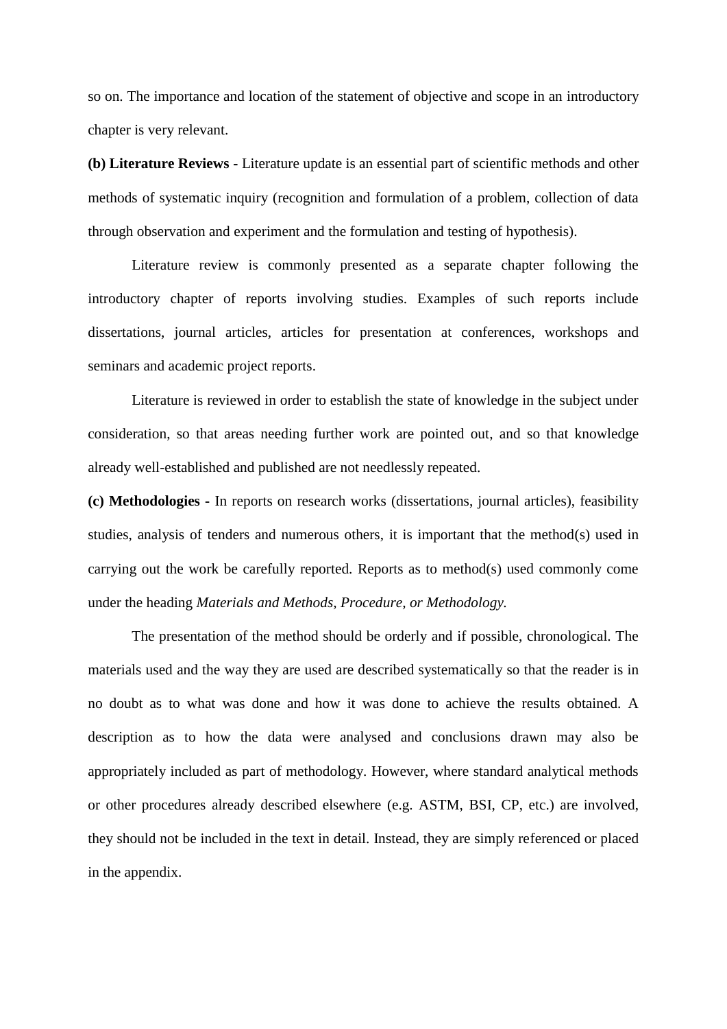so on. The importance and location of the statement of objective and scope in an introductory chapter is very relevant.

**(b) Literature Reviews -** Literature update is an essential part of scientific methods and other methods of systematic inquiry (recognition and formulation of a problem, collection of data through observation and experiment and the formulation and testing of hypothesis).

Literature review is commonly presented as a separate chapter following the introductory chapter of reports involving studies. Examples of such reports include dissertations, journal articles, articles for presentation at conferences, workshops and seminars and academic project reports.

Literature is reviewed in order to establish the state of knowledge in the subject under consideration, so that areas needing further work are pointed out, and so that knowledge already well-established and published are not needlessly repeated.

**(c) Methodologies -** In reports on research works (dissertations, journal articles), feasibility studies, analysis of tenders and numerous others, it is important that the method(s) used in carrying out the work be carefully reported. Reports as to method(s) used commonly come under the heading *Materials and Methods, Procedure, or Methodology.*

The presentation of the method should be orderly and if possible, chronological. The materials used and the way they are used are described systematically so that the reader is in no doubt as to what was done and how it was done to achieve the results obtained. A description as to how the data were analysed and conclusions drawn may also be appropriately included as part of methodology. However, where standard analytical methods or other procedures already described elsewhere (e.g. ASTM, BSI, CP, etc.) are involved, they should not be included in the text in detail. Instead, they are simply referenced or placed in the appendix.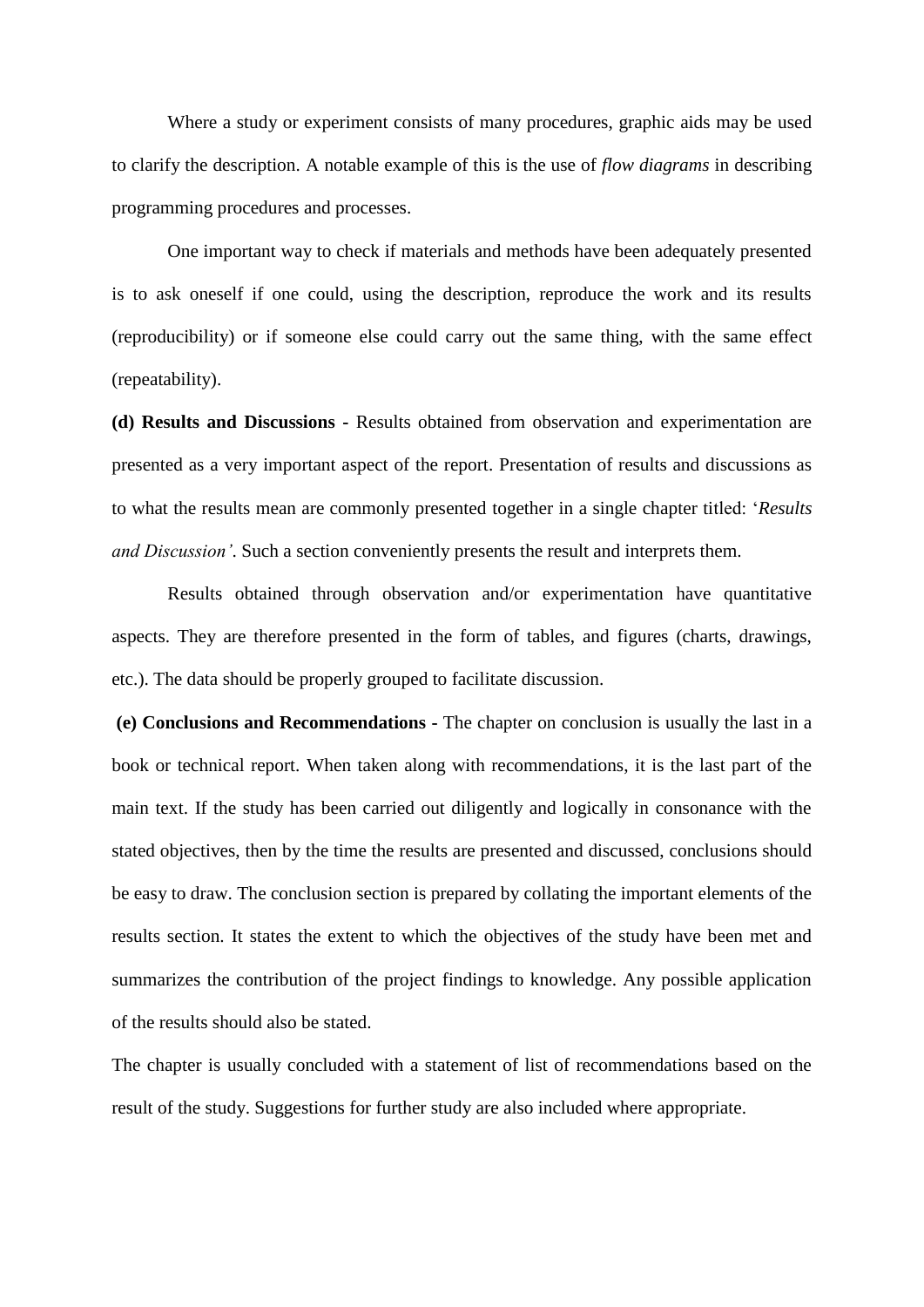Where a study or experiment consists of many procedures, graphic aids may be used to clarify the description. A notable example of this is the use of *flow diagrams* in describing programming procedures and processes.

One important way to check if materials and methods have been adequately presented is to ask oneself if one could, using the description, reproduce the work and its results (reproducibility) or if someone else could carry out the same thing, with the same effect (repeatability).

**(d) Results and Discussions -** Results obtained from observation and experimentation are presented as a very important aspect of the report. Presentation of results and discussions as to what the results mean are commonly presented together in a single chapter titled: '*Results and Discussion'*. Such a section conveniently presents the result and interprets them.

Results obtained through observation and/or experimentation have quantitative aspects. They are therefore presented in the form of tables, and figures (charts, drawings, etc.). The data should be properly grouped to facilitate discussion.

**(e) Conclusions and Recommendations -** The chapter on conclusion is usually the last in a book or technical report. When taken along with recommendations, it is the last part of the main text. If the study has been carried out diligently and logically in consonance with the stated objectives, then by the time the results are presented and discussed, conclusions should be easy to draw. The conclusion section is prepared by collating the important elements of the results section. It states the extent to which the objectives of the study have been met and summarizes the contribution of the project findings to knowledge. Any possible application of the results should also be stated.

The chapter is usually concluded with a statement of list of recommendations based on the result of the study. Suggestions for further study are also included where appropriate.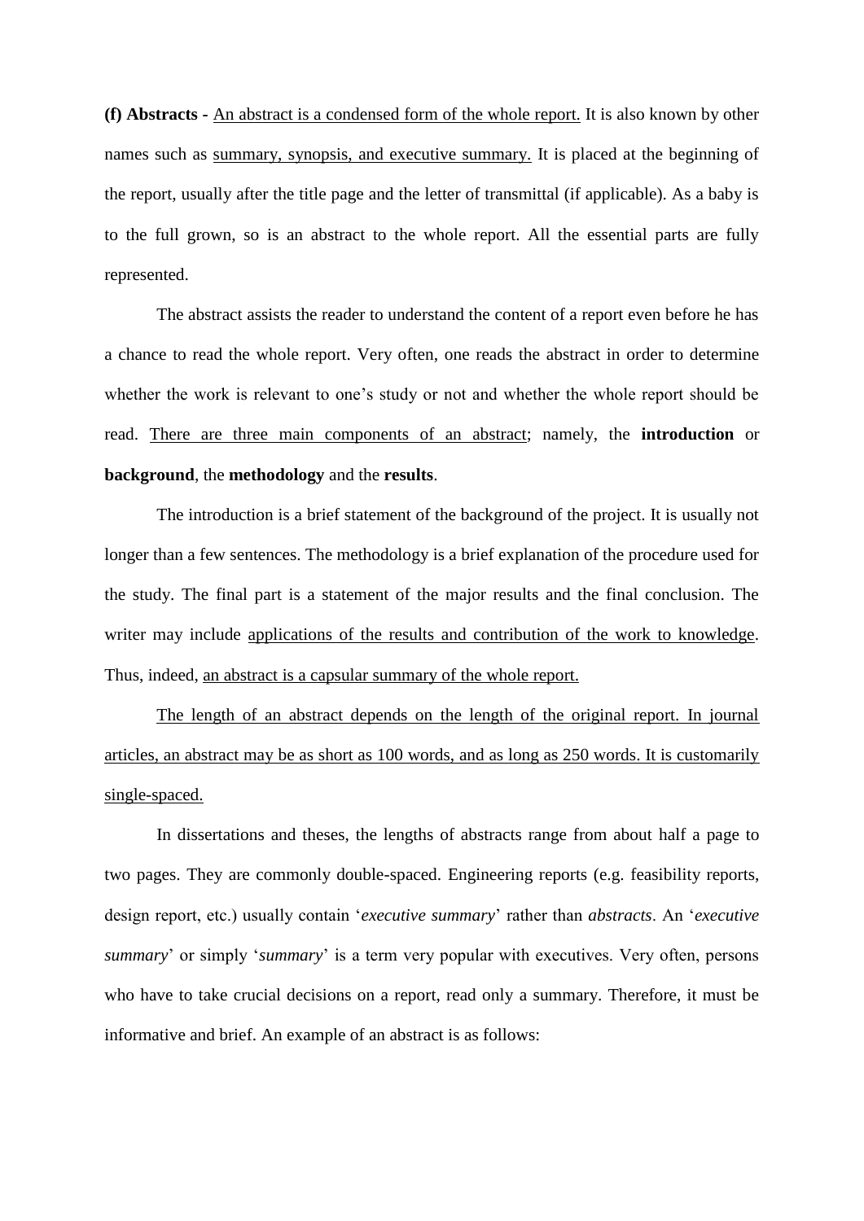**(f) Abstracts -** An abstract is a condensed form of the whole report. It is also known by other names such as summary, synopsis, and executive summary. It is placed at the beginning of the report, usually after the title page and the letter of transmittal (if applicable). As a baby is to the full grown, so is an abstract to the whole report. All the essential parts are fully represented.

The abstract assists the reader to understand the content of a report even before he has a chance to read the whole report. Very often, one reads the abstract in order to determine whether the work is relevant to one's study or not and whether the whole report should be read. There are three main components of an abstract; namely, the **introduction** or **background**, the **methodology** and the **results**.

The introduction is a brief statement of the background of the project. It is usually not longer than a few sentences. The methodology is a brief explanation of the procedure used for the study. The final part is a statement of the major results and the final conclusion. The writer may include applications of the results and contribution of the work to knowledge. Thus, indeed, an abstract is a capsular summary of the whole report.

The length of an abstract depends on the length of the original report. In journal articles, an abstract may be as short as 100 words, and as long as 250 words. It is customarily single-spaced.

In dissertations and theses, the lengths of abstracts range from about half a page to two pages. They are commonly double-spaced. Engineering reports (e.g. feasibility reports, design report, etc.) usually contain '*executive summary*' rather than *abstracts*. An '*executive summary*' or simply '*summary*' is a term very popular with executives. Very often, persons who have to take crucial decisions on a report, read only a summary. Therefore, it must be informative and brief. An example of an abstract is as follows: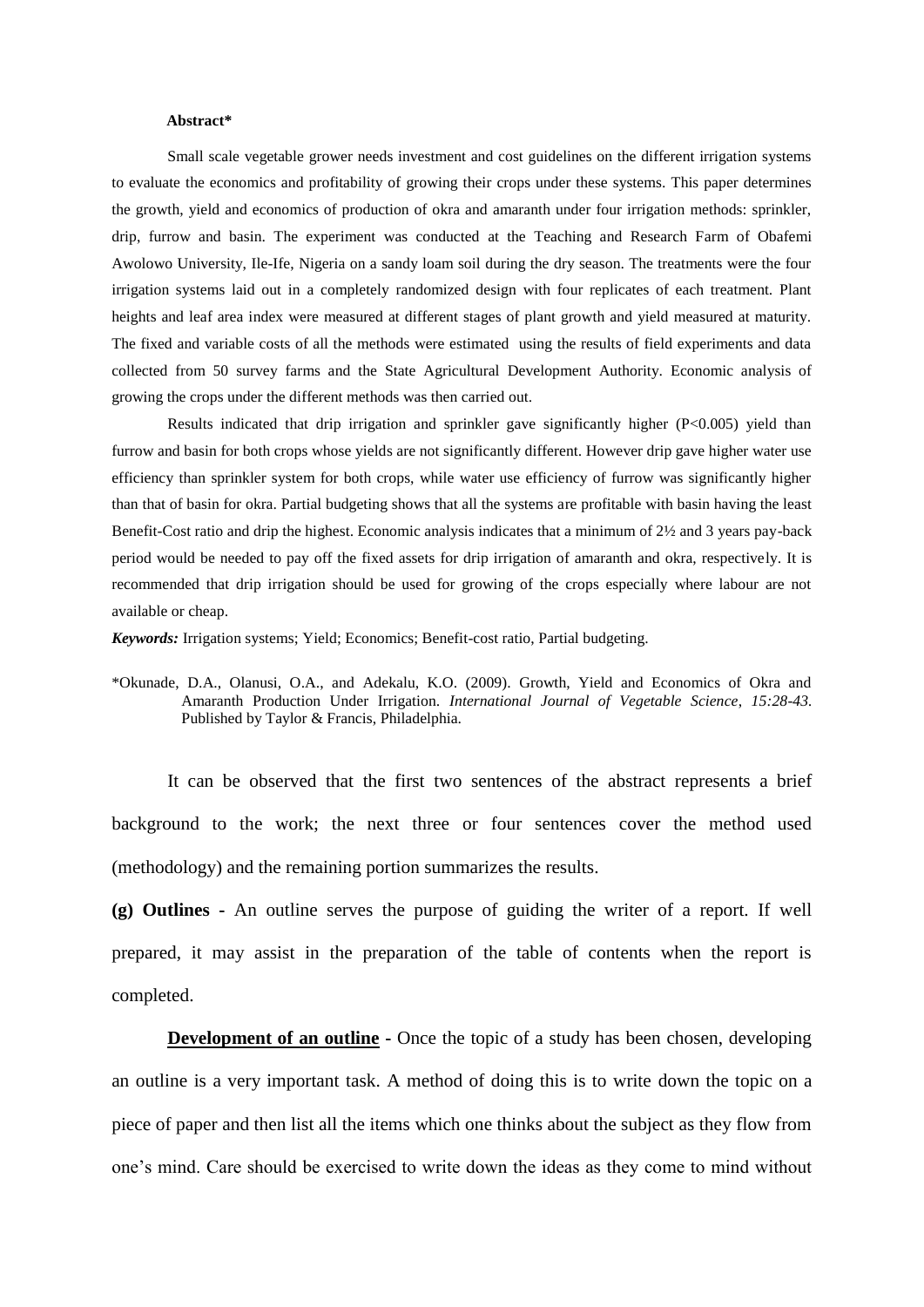**Abstract***

Small scale vegetable grower needs investment and cost guidelines on the different irrigation systems to evaluate the economics and profitability of growing their crops under these systems. This paper determines the growth, yield and economics of production of okra and amaranth under four irrigation methods: sprinkler, drip, furrow and basin. The experiment was conducted at the Teaching and Research Farm of Obafemi Awolowo University, Ile-Ife, Nigeria on a sandy loam soil during the dry season. The treatments were the four irrigation systems laid out in a completely randomized design with four replicates of each treatment. Plant heights and leaf area index were measured at different stages of plant growth and yield measured at maturity. The fixed and variable costs of all the methods were estimated using the results of field experiments and data collected from 50 survey farms and the State Agricultural Development Authority. Economic analysis of growing the crops under the different methods was then carried out.

Results indicated that drip irrigation and sprinkler gave significantly higher ($P<0.005$) yield than furrow and basin for both crops whose yields are not significantly different. However drip gave higher water use efficiency than sprinkler system for both crops, while water use efficiency of furrow was significantly higher than that of basin for okra. Partial budgeting shows that all the systems are profitable with basin having the least Benefit-Cost ratio and drip the highest. Economic analysis indicates that a minimum of 2½ and 3 years pay-back period would be needed to pay off the fixed assets for drip irrigation of amaranth and okra, respectively. It is recommended that drip irrigation should be used for growing of the crops especially where labour are not available or cheap.

***Keywords:*** Irrigation systems; Yield; Economics; Benefit-cost ratio, Partial budgeting.

*Okunade, D.A., Olanusi, O.A., and Adekalu, K.O. (2009). Growth, Yield and Economics of Okra and Amaranth Production Under Irrigation. *International Journal of Vegetable Science, 15:28-43.* Published by Taylor & Francis, Philadelphia.

It can be observed that the first two sentences of the abstract represents a brief background to the work; the next three or four sentences cover the method used (methodology) and the remaining portion summarizes the results.

**(g) Outlines** - An outline serves the purpose of guiding the writer of a report. If well prepared, it may assist in the preparation of the table of contents when the report is completed.

**Development of an outline** - Once the topic of a study has been chosen, developing an outline is a very important task. A method of doing this is to write down the topic on a piece of paper and then list all the items which one thinks about the subject as they flow from one's mind. Care should be exercised to write down the ideas as they come to mind without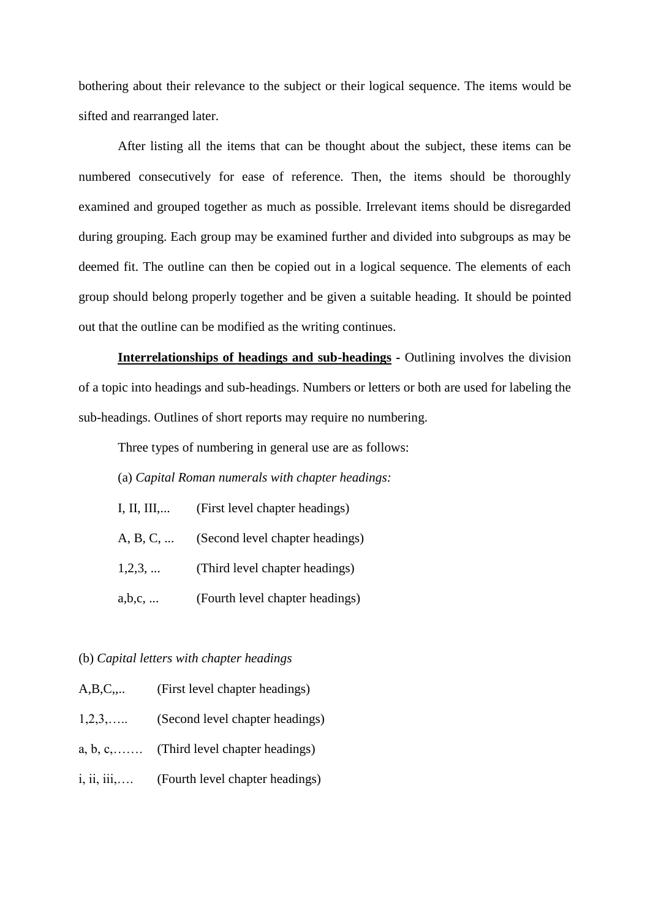bothering about their relevance to the subject or their logical sequence. The items would be sifted and rearranged later.

After listing all the items that can be thought about the subject, these items can be numbered consecutively for ease of reference. Then, the items should be thoroughly examined and grouped together as much as possible. Irrelevant items should be disregarded during grouping. Each group may be examined further and divided into subgroups as may be deemed fit. The outline can then be copied out in a logical sequence. The elements of each group should belong properly together and be given a suitable heading. It should be pointed out that the outline can be modified as the writing continues.

**Interrelationships of headings and sub-headings** - Outlining involves the division of a topic into headings and sub-headings. Numbers or letters or both are used for labeling the sub-headings. Outlines of short reports may require no numbering.

Three types of numbering in general use are as follows:

(a) *Capital Roman numerals with chapter headings:*

I, II, III,... (First level chapter headings)

A, B, C, ... (Second level chapter headings)

1,2,3, ... (Third level chapter headings)

a,b,c, ... (Fourth level chapter headings)

(b) *Capital letters with chapter headings*

A,B,C,,.. (First level chapter headings)

1,2,3,….. (Second level chapter headings)

a, b, c,……. (Third level chapter headings)

i, ii, iii,…. (Fourth level chapter headings)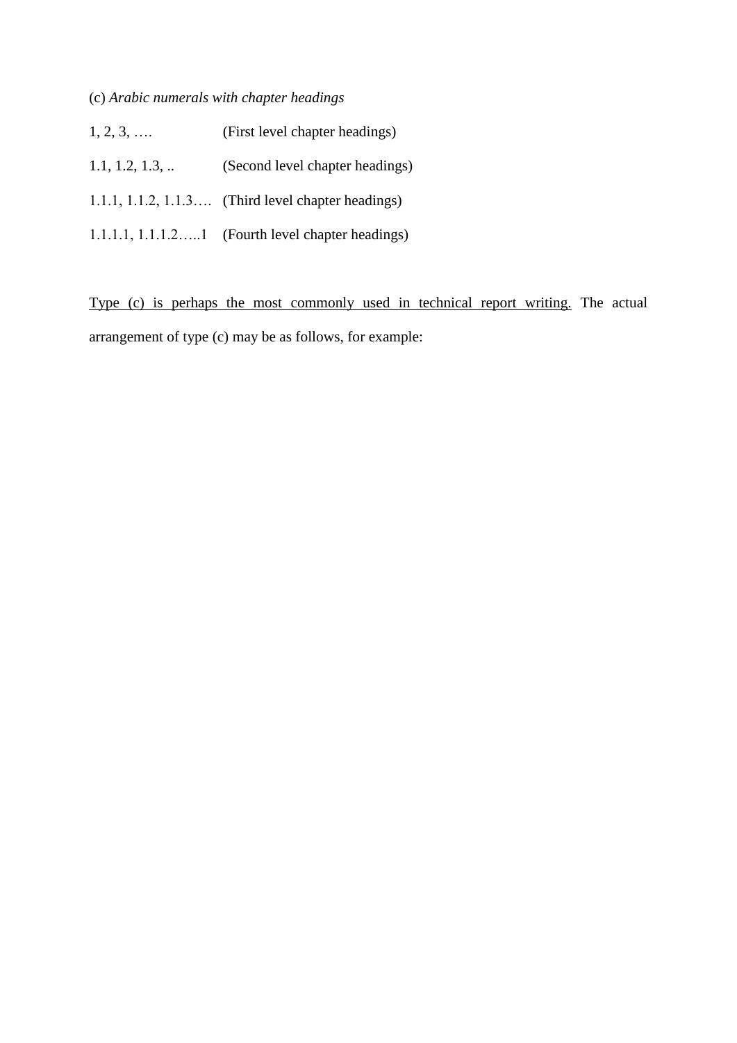(c) *Arabic numerals with chapter headings*

1, 2, 3, …. (First level chapter headings)

1.1, 1.2, 1.3, .. (Second level chapter headings)

1.1.1, 1.1.2, 1.1.3…. (Third level chapter headings)

1.1.1.1, 1.1.1.2…..1 (Fourth level chapter headings)

<u>Type (c) is perhaps the most commonly used in technical report writing.</u> The actual arrangement of type (c) may be as follows, for example: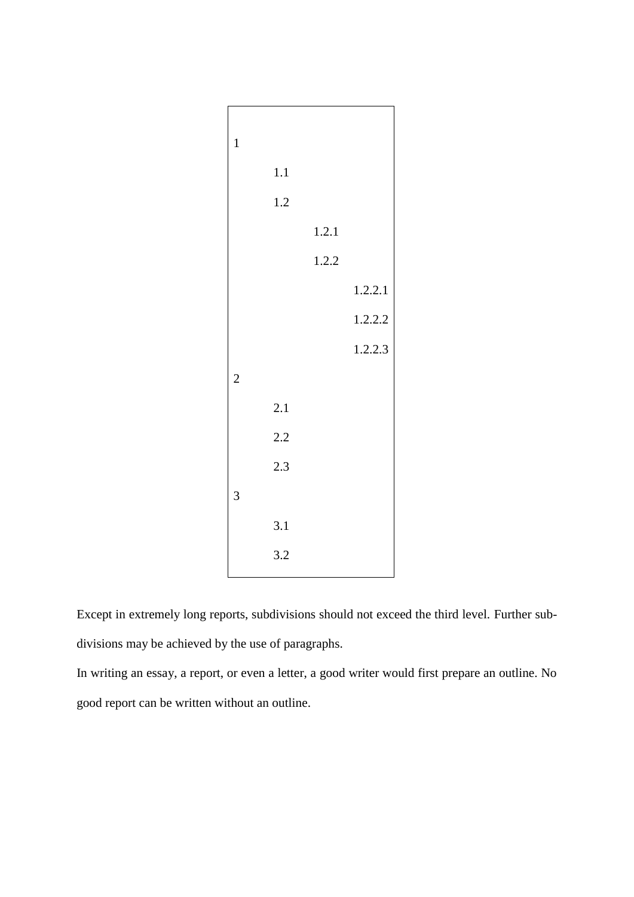```
1
        1.1
        1.2
                1.2.1
                1.2.2
                        1.2.2.1
                        1.2.2.2
                        1.2.2.3
2
        2.1
        2.2
        2.3
3
        3.1
        3.2
```

Except in extremely long reports, subdivisions should not exceed the third level. Further sub-divisions may be achieved by the use of paragraphs.

In writing an essay, a report, or even a letter, a good writer would first prepare an outline. No good report can be written without an outline.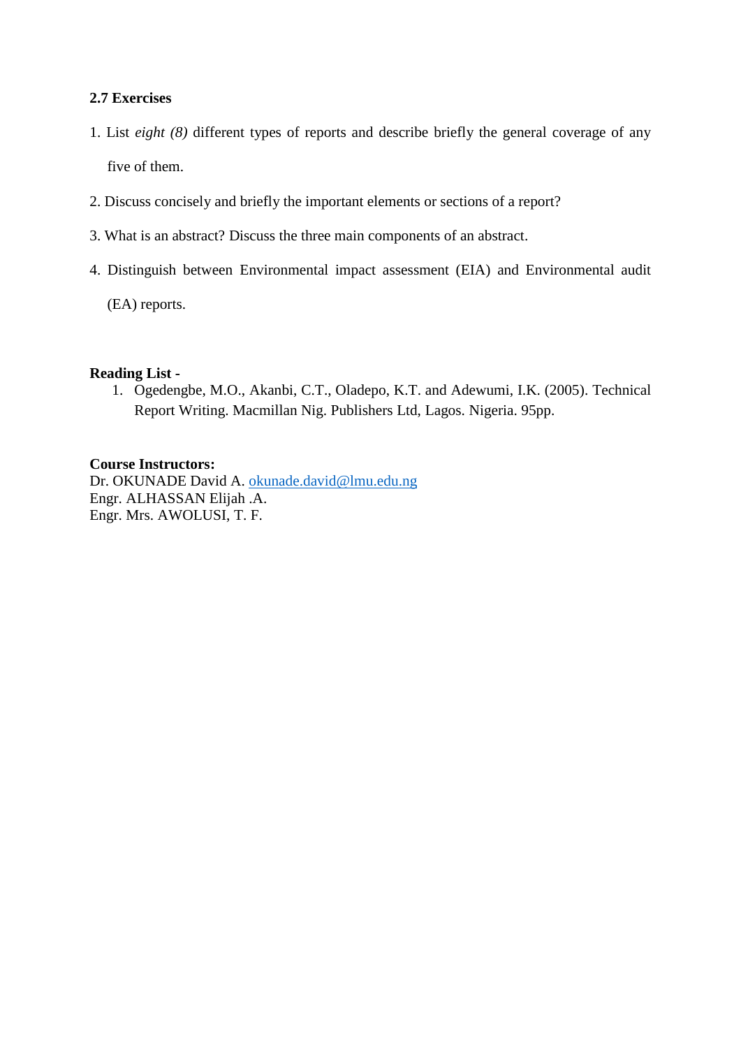### 2.7 Exercises

1. List *eight (8)* different types of reports and describe briefly the general coverage of any five of them.
2. Discuss concisely and briefly the important elements or sections of a report?
3. What is an abstract? Discuss the three main components of an abstract.
4. Distinguish between Environmental impact assessment (EIA) and Environmental audit (EA) reports.

**Reading List -**

1. Ogedengbe, M.O., Akanbi, C.T., Oladepo, K.T. and Adewumi, I.K. (2005). Technical Report Writing. Macmillan Nig. Publishers Ltd, Lagos. Nigeria. 95pp.

**Course Instructors:**

Dr. OKUNADE David A. okunade.david@lmu.edu.ng  
Engr. ALHASSAN Elijah .A.  
Engr. Mrs. AWOLUSI, T. F.